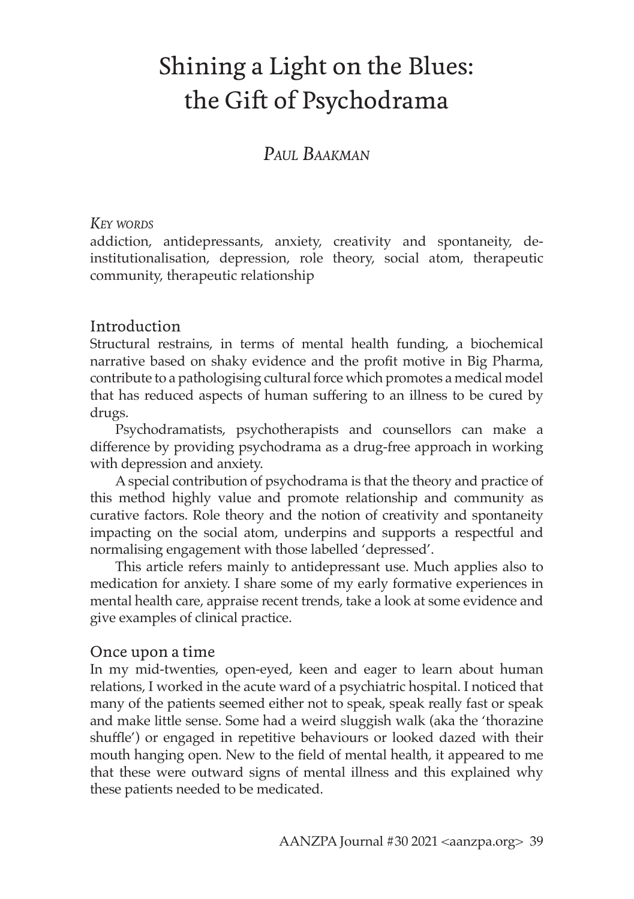# Shining a Light on the Blues: the Gift of Psychodrama

## *Paul Baakman*

*Key words*

addiction, antidepressants, anxiety, creativity and spontaneity, de-institutionalisation, depression, role theory, social atom, therapeutic community, therapeutic relationship

## Introduction

Structural restrains, in terms of mental health funding, a biochemical narrative based on shaky evidence and the profit motive in Big Pharma, contribute to a pathologising cultural force which promotes a medical model that has reduced aspects of human suffering to an illness to be cured by drugs.

Psychodramatists, psychotherapists and counsellors can make a difference by providing psychodrama as a drug-free approach in working with depression and anxiety.

A special contribution of psychodrama is that the theory and practice of this method highly value and promote relationship and community as curative factors. Role theory and the notion of creativity and spontaneity impacting on the social atom, underpins and supports a respectful and normalising engagement with those labelled 'depressed'.

This article refers mainly to antidepressant use. Much applies also to medication for anxiety. I share some of my early formative experiences in mental health care, appraise recent trends, take a look at some evidence and give examples of clinical practice.

## Once upon a time

In my mid-twenties, open-eyed, keen and eager to learn about human relations, I worked in the acute ward of a psychiatric hospital. I noticed that many of the patients seemed either not to speak, speak really fast or speak and make little sense. Some had a weird sluggish walk (aka the 'thorazine shuffle') or engaged in repetitive behaviours or looked dazed with their mouth hanging open. New to the field of mental health, it appeared to me that these were outward signs of mental illness and this explained why these patients needed to be medicated.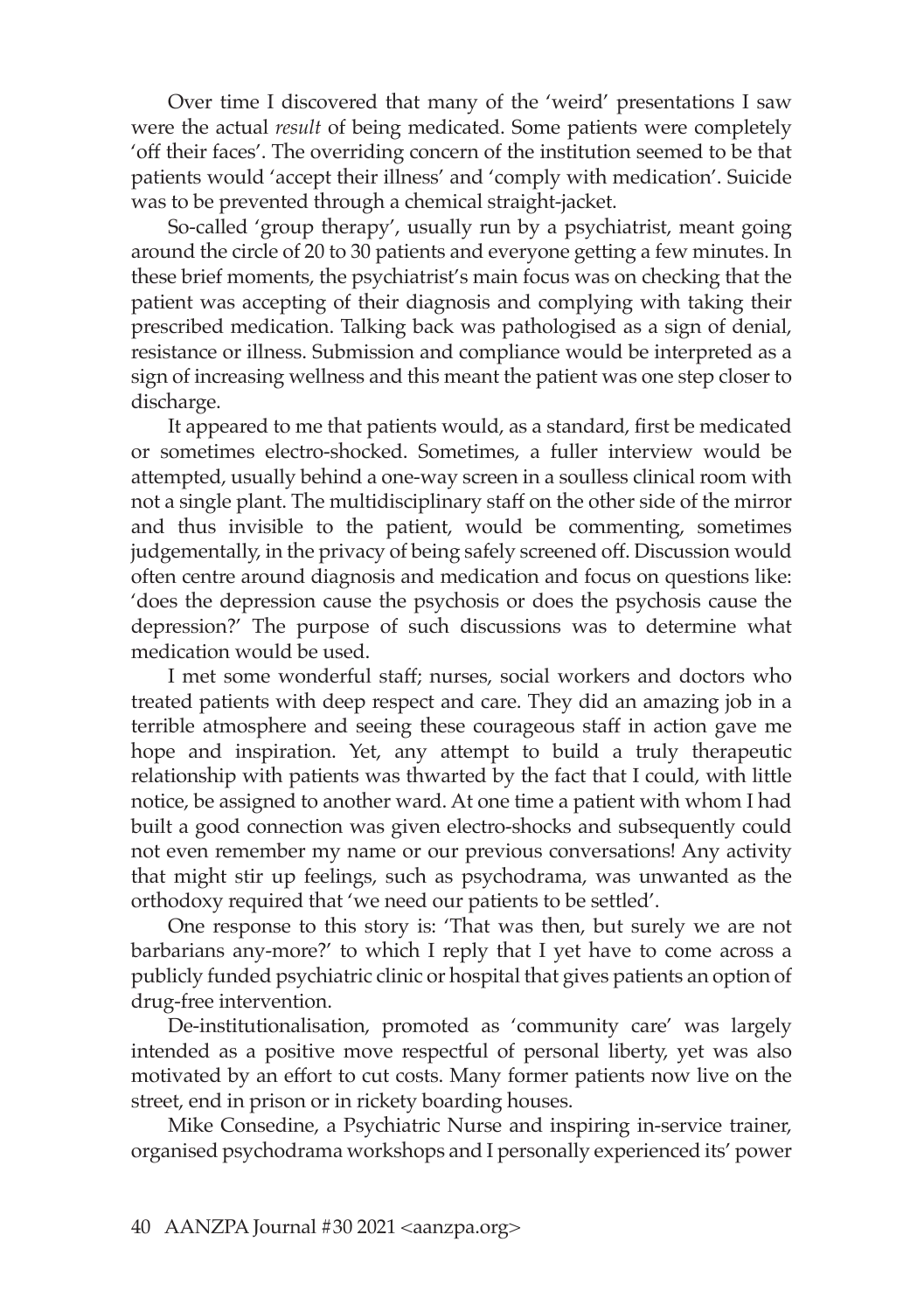Over time I discovered that many of the 'weird' presentations I saw were the actual *result* of being medicated. Some patients were completely 'off their faces'. The overriding concern of the institution seemed to be that patients would 'accept their illness' and 'comply with medication'. Suicide was to be prevented through a chemical straight-jacket.

So-called 'group therapy', usually run by a psychiatrist, meant going around the circle of 20 to 30 patients and everyone getting a few minutes. In these brief moments, the psychiatrist's main focus was on checking that the patient was accepting of their diagnosis and complying with taking their prescribed medication. Talking back was pathologised as a sign of denial, resistance or illness. Submission and compliance would be interpreted as a sign of increasing wellness and this meant the patient was one step closer to discharge.

It appeared to me that patients would, as a standard, first be medicated or sometimes electro-shocked. Sometimes, a fuller interview would be attempted, usually behind a one-way screen in a soulless clinical room with not a single plant. The multidisciplinary staff on the other side of the mirror and thus invisible to the patient, would be commenting, sometimes judgementally, in the privacy of being safely screened off. Discussion would often centre around diagnosis and medication and focus on questions like: 'does the depression cause the psychosis or does the psychosis cause the depression?' The purpose of such discussions was to determine what medication would be used.

I met some wonderful staff; nurses, social workers and doctors who treated patients with deep respect and care. They did an amazing job in a terrible atmosphere and seeing these courageous staff in action gave me hope and inspiration. Yet, any attempt to build a truly therapeutic relationship with patients was thwarted by the fact that I could, with little notice, be assigned to another ward. At one time a patient with whom I had built a good connection was given electro-shocks and subsequently could not even remember my name or our previous conversations! Any activity that might stir up feelings, such as psychodrama, was unwanted as the orthodoxy required that 'we need our patients to be settled'.

One response to this story is: 'That was then, but surely we are not barbarians any-more?' to which I reply that I yet have to come across a publicly funded psychiatric clinic or hospital that gives patients an option of drug-free intervention.

De-institutionalisation, promoted as 'community care' was largely intended as a positive move respectful of personal liberty, yet was also motivated by an effort to cut costs. Many former patients now live on the street, end in prison or in rickety boarding houses.

Mike Consedine, a Psychiatric Nurse and inspiring in-service trainer, organised psychodrama workshops and I personally experienced its' power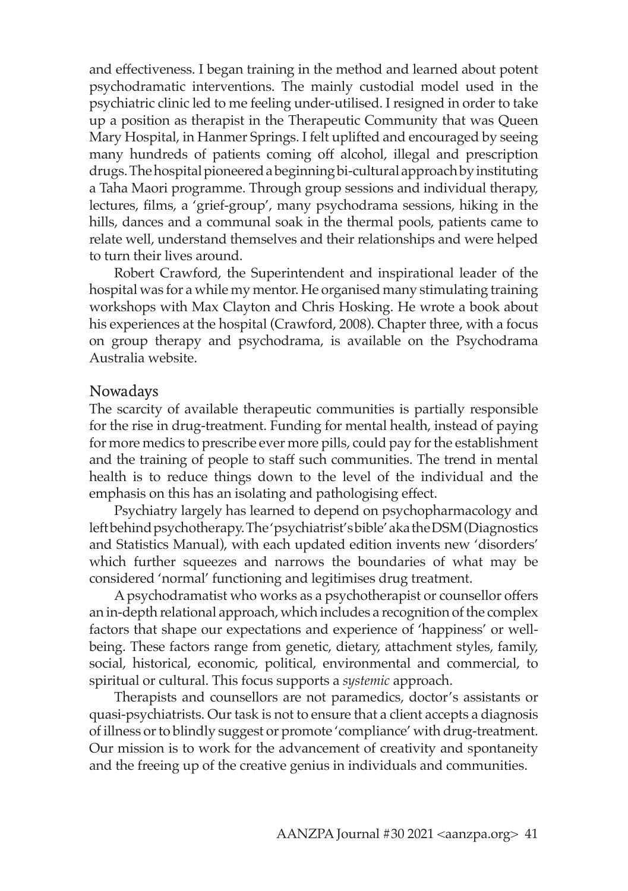and effectiveness. I began training in the method and learned about potent psychodramatic interventions. The mainly custodial model used in the psychiatric clinic led to me feeling under-utilised. I resigned in order to take up a position as therapist in the Therapeutic Community that was Queen Mary Hospital, in Hanmer Springs. I felt uplifted and encouraged by seeing many hundreds of patients coming off alcohol, illegal and prescription drugs. The hospital pioneered a beginning bi-cultural approach by instituting a Taha Maori programme. Through group sessions and individual therapy, lectures, films, a 'grief-group', many psychodrama sessions, hiking in the hills, dances and a communal soak in the thermal pools, patients came to relate well, understand themselves and their relationships and were helped to turn their lives around.

Robert Crawford, the Superintendent and inspirational leader of the hospital was for a while my mentor. He organised many stimulating training workshops with Max Clayton and Chris Hosking. He wrote a book about his experiences at the hospital (Crawford, 2008). Chapter three, with a focus on group therapy and psychodrama, is available on the Psychodrama Australia website.

## Nowadays

The scarcity of available therapeutic communities is partially responsible for the rise in drug-treatment. Funding for mental health, instead of paying for more medics to prescribe ever more pills, could pay for the establishment and the training of people to staff such communities. The trend in mental health is to reduce things down to the level of the individual and the emphasis on this has an isolating and pathologising effect.

Psychiatry largely has learned to depend on psychopharmacology and left behind psychotherapy. The 'psychiatrist's bible' aka the DSM (Diagnostics and Statistics Manual), with each updated edition invents new 'disorders' which further squeezes and narrows the boundaries of what may be considered 'normal' functioning and legitimises drug treatment.

A psychodramatist who works as a psychotherapist or counsellor offers an in-depth relational approach, which includes a recognition of the complex factors that shape our expectations and experience of 'happiness' or well-being. These factors range from genetic, dietary, attachment styles, family, social, historical, economic, political, environmental and commercial, to spiritual or cultural. This focus supports a *systemic* approach.

Therapists and counsellors are not paramedics, doctor's assistants or quasi-psychiatrists. Our task is not to ensure that a client accepts a diagnosis of illness or to blindly suggest or promote 'compliance' with drug-treatment. Our mission is to work for the advancement of creativity and spontaneity and the freeing up of the creative genius in individuals and communities.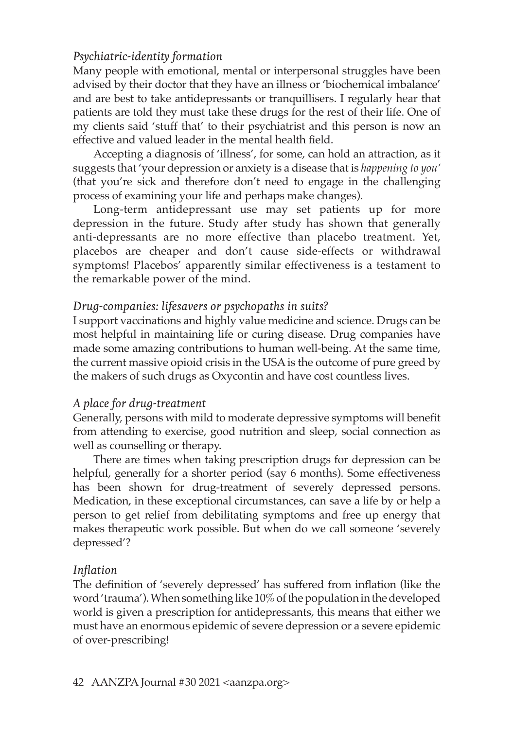*Psychiatric-identity formation*

Many people with emotional, mental or interpersonal struggles have been advised by their doctor that they have an illness or 'biochemical imbalance' and are best to take antidepressants or tranquillisers. I regularly hear that patients are told they must take these drugs for the rest of their life. One of my clients said 'stuff that' to their psychiatrist and this person is now an effective and valued leader in the mental health field.

Accepting a diagnosis of 'illness', for some, can hold an attraction, as it suggests that 'your depression or anxiety is a disease that is *happening to you'* (that you're sick and therefore don't need to engage in the challenging process of examining your life and perhaps make changes).

Long-term antidepressant use may set patients up for more depression in the future. Study after study has shown that generally anti-depressants are no more effective than placebo treatment. Yet, placebos are cheaper and don't cause side-effects or withdrawal symptoms! Placebos' apparently similar effectiveness is a testament to the remarkable power of the mind.

*Drug-companies: lifesavers or psychopaths in suits?*

I support vaccinations and highly value medicine and science. Drugs can be most helpful in maintaining life or curing disease. Drug companies have made some amazing contributions to human well-being. At the same time, the current massive opioid crisis in the USA is the outcome of pure greed by the makers of such drugs as Oxycontin and have cost countless lives.

*A place for drug-treatment*

Generally, persons with mild to moderate depressive symptoms will benefit from attending to exercise, good nutrition and sleep, social connection as well as counselling or therapy.

There are times when taking prescription drugs for depression can be helpful, generally for a shorter period (say 6 months). Some effectiveness has been shown for drug-treatment of severely depressed persons. Medication, in these exceptional circumstances, can save a life by or help a person to get relief from debilitating symptoms and free up energy that makes therapeutic work possible. But when do we call someone 'severely depressed'?

*Inflation*

The definition of 'severely depressed' has suffered from inflation (like the word 'trauma'). When something like 10% of the population in the developed world is given a prescription for antidepressants, this means that either we must have an enormous epidemic of severe depression or a severe epidemic of over-prescribing!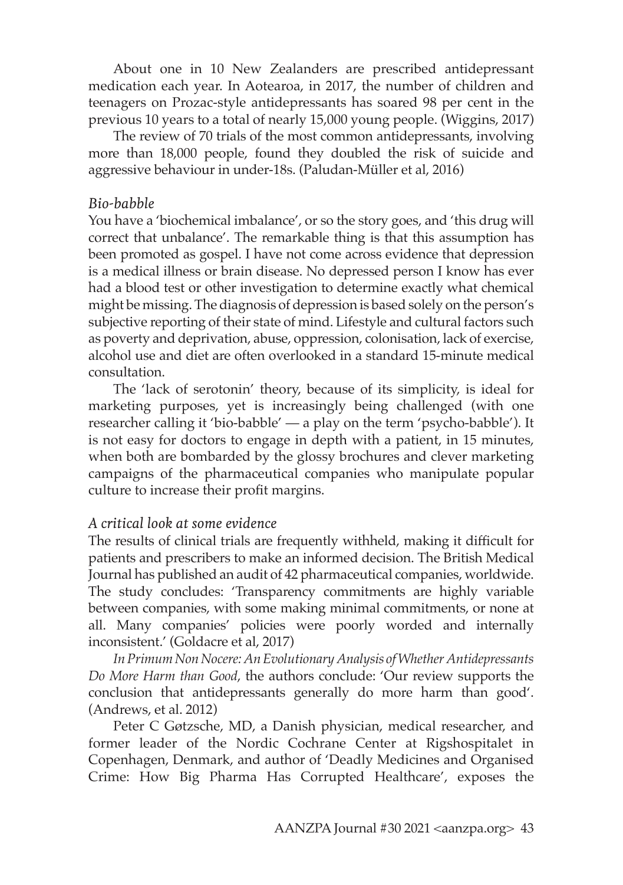About one in 10 New Zealanders are prescribed antidepressant medication each year. In Aotearoa, in 2017, the number of children and teenagers on Prozac-style antidepressants has soared 98 per cent in the previous 10 years to a total of nearly 15,000 young people. (Wiggins, 2017)

The review of 70 trials of the most common antidepressants, involving more than 18,000 people, found they doubled the risk of suicide and aggressive behaviour in under-18s. (Paludan-Müller et al, 2016)

*Bio-babble*

You have a 'biochemical imbalance', or so the story goes, and 'this drug will correct that unbalance'. The remarkable thing is that this assumption has been promoted as gospel. I have not come across evidence that depression is a medical illness or brain disease. No depressed person I know has ever had a blood test or other investigation to determine exactly what chemical might be missing. The diagnosis of depression is based solely on the person's subjective reporting of their state of mind. Lifestyle and cultural factors such as poverty and deprivation, abuse, oppression, colonisation, lack of exercise, alcohol use and diet are often overlooked in a standard 15-minute medical consultation.

The 'lack of serotonin' theory, because of its simplicity, is ideal for marketing purposes, yet is increasingly being challenged (with one researcher calling it 'bio-babble' — a play on the term 'psycho-babble'). It is not easy for doctors to engage in depth with a patient, in 15 minutes, when both are bombarded by the glossy brochures and clever marketing campaigns of the pharmaceutical companies who manipulate popular culture to increase their profit margins.

*A critical look at some evidence*

The results of clinical trials are frequently withheld, making it difficult for patients and prescribers to make an informed decision. The British Medical Journal has published an audit of 42 pharmaceutical companies, worldwide. The study concludes: 'Transparency commitments are highly variable between companies, with some making minimal commitments, or none at all. Many companies' policies were poorly worded and internally inconsistent.' (Goldacre et al, 2017)

*In Primum Non Nocere: An Evolutionary Analysis of Whether Antidepressants Do More Harm than Good*, the authors conclude: 'Our review supports the conclusion that antidepressants generally do more harm than good'. (Andrews, et al. 2012)

Peter C Gøtzsche, MD, a Danish physician, medical researcher, and former leader of the Nordic Cochrane Center at Rigshospitalet in Copenhagen, Denmark, and author of 'Deadly Medicines and Organised Crime: How Big Pharma Has Corrupted Healthcare', exposes the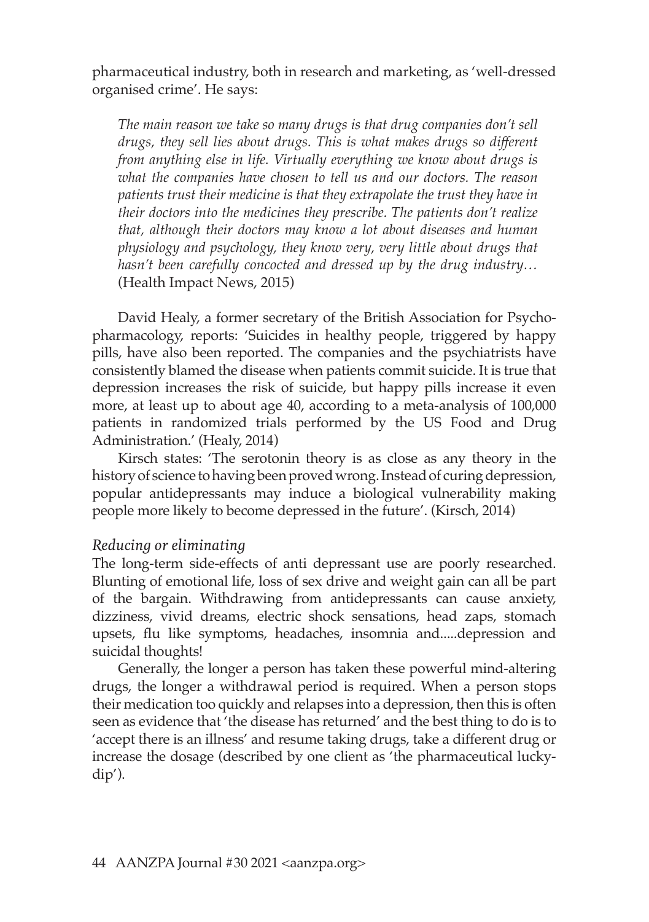pharmaceutical industry, both in research and marketing, as 'well-dressed organised crime'. He says:

> *The main reason we take so many drugs is that drug companies don't sell drugs, they sell lies about drugs. This is what makes drugs so different from anything else in life. Virtually everything we know about drugs is what the companies have chosen to tell us and our doctors. The reason patients trust their medicine is that they extrapolate the trust they have in their doctors into the medicines they prescribe. The patients don't realize that, although their doctors may know a lot about diseases and human physiology and psychology, they know very, very little about drugs that hasn't been carefully concocted and dressed up by the drug industry…* (Health Impact News, 2015)

David Healy, a former secretary of the British Association for Psychopharmacology, reports: 'Suicides in healthy people, triggered by happy pills, have also been reported. The companies and the psychiatrists have consistently blamed the disease when patients commit suicide. It is true that depression increases the risk of suicide, but happy pills increase it even more, at least up to about age 40, according to a meta-analysis of 100,000 patients in randomized trials performed by the US Food and Drug Administration.' (Healy, 2014)

Kirsch states: 'The serotonin theory is as close as any theory in the history of science to having been proved wrong. Instead of curing depression, popular antidepressants may induce a biological vulnerability making people more likely to become depressed in the future'. (Kirsch, 2014)

### *Reducing or eliminating*

The long-term side-effects of anti depressant use are poorly researched. Blunting of emotional life, loss of sex drive and weight gain can all be part of the bargain. Withdrawing from antidepressants can cause anxiety, dizziness, vivid dreams, electric shock sensations, head zaps, stomach upsets, flu like symptoms, headaches, insomnia and.....depression and suicidal thoughts!

Generally, the longer a person has taken these powerful mind-altering drugs, the longer a withdrawal period is required. When a person stops their medication too quickly and relapses into a depression, then this is often seen as evidence that 'the disease has returned' and the best thing to do is to 'accept there is an illness' and resume taking drugs, take a different drug or increase the dosage (described by one client as 'the pharmaceutical lucky-dip').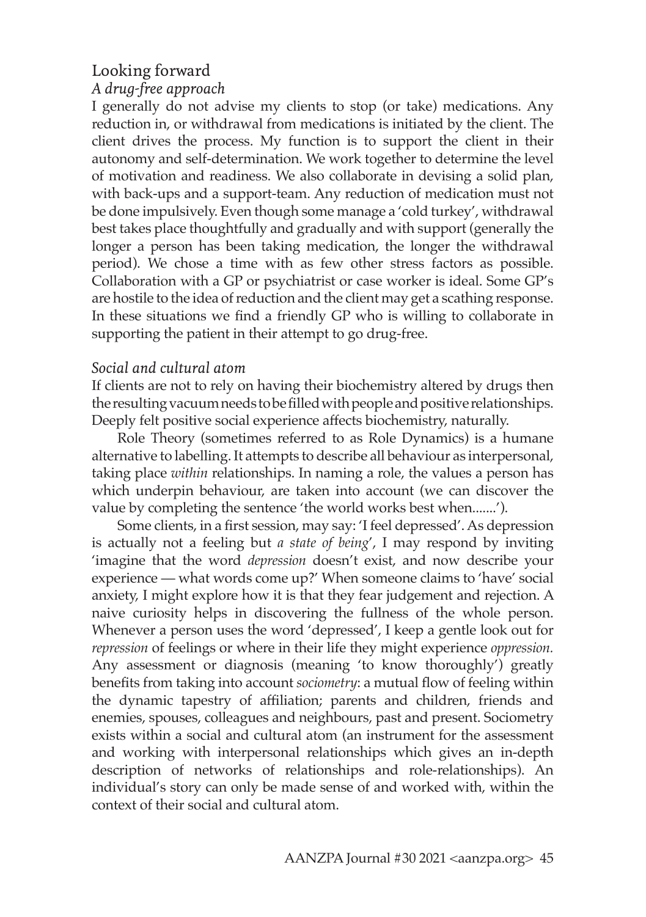## Looking forward

### *A drug-free approach*

I generally do not advise my clients to stop (or take) medications. Any reduction in, or withdrawal from medications is initiated by the client. The client drives the process. My function is to support the client in their autonomy and self-determination. We work together to determine the level of motivation and readiness. We also collaborate in devising a solid plan, with back-ups and a support-team. Any reduction of medication must not be done impulsively. Even though some manage a 'cold turkey', withdrawal best takes place thoughtfully and gradually and with support (generally the longer a person has been taking medication, the longer the withdrawal period). We chose a time with as few other stress factors as possible. Collaboration with a GP or psychiatrist or case worker is ideal. Some GP's are hostile to the idea of reduction and the client may get a scathing response. In these situations we find a friendly GP who is willing to collaborate in supporting the patient in their attempt to go drug-free.

### *Social and cultural atom*

If clients are not to rely on having their biochemistry altered by drugs then the resulting vacuum needs to be filled with people and positive relationships. Deeply felt positive social experience affects biochemistry, naturally.

Role Theory (sometimes referred to as Role Dynamics) is a humane alternative to labelling. It attempts to describe all behaviour as interpersonal, taking place *within* relationships. In naming a role, the values a person has which underpin behaviour, are taken into account (we can discover the value by completing the sentence 'the world works best when.......').

Some clients, in a first session, may say: 'I feel depressed'. As depression is actually not a feeling but *a state of being*', I may respond by inviting 'imagine that the word *depression* doesn't exist, and now describe your experience — what words come up?' When someone claims to 'have' social anxiety, I might explore how it is that they fear judgement and rejection. A naive curiosity helps in discovering the fullness of the whole person. Whenever a person uses the word 'depressed', I keep a gentle look out for *repression* of feelings or where in their life they might experience *oppression.* Any assessment or diagnosis (meaning 'to know thoroughly') greatly benefits from taking into account *sociometry*: a mutual flow of feeling within the dynamic tapestry of affiliation; parents and children, friends and enemies, spouses, colleagues and neighbours, past and present. Sociometry exists within a social and cultural atom (an instrument for the assessment and working with interpersonal relationships which gives an in-depth description of networks of relationships and role-relationships). An individual's story can only be made sense of and worked with, within the context of their social and cultural atom.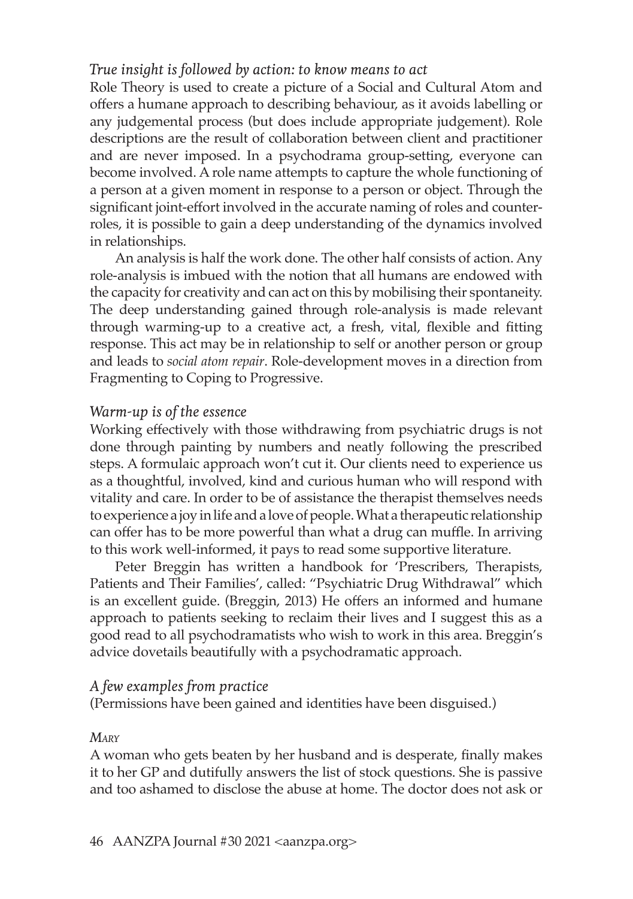*True insight is followed by action: to know means to act*

Role Theory is used to create a picture of a Social and Cultural Atom and offers a humane approach to describing behaviour, as it avoids labelling or any judgemental process (but does include appropriate judgement). Role descriptions are the result of collaboration between client and practitioner and are never imposed. In a psychodrama group-setting, everyone can become involved. A role name attempts to capture the whole functioning of a person at a given moment in response to a person or object. Through the significant joint-effort involved in the accurate naming of roles and counter-roles, it is possible to gain a deep understanding of the dynamics involved in relationships.

An analysis is half the work done. The other half consists of action. Any role-analysis is imbued with the notion that all humans are endowed with the capacity for creativity and can act on this by mobilising their spontaneity. The deep understanding gained through role-analysis is made relevant through warming-up to a creative act, a fresh, vital, flexible and fitting response. This act may be in relationship to self or another person or group and leads to *social atom repair*. Role-development moves in a direction from Fragmenting to Coping to Progressive.

*Warm-up is of the essence*

Working effectively with those withdrawing from psychiatric drugs is not done through painting by numbers and neatly following the prescribed steps. A formulaic approach won't cut it. Our clients need to experience us as a thoughtful, involved, kind and curious human who will respond with vitality and care. In order to be of assistance the therapist themselves needs to experience a joy in life and a love of people. What a therapeutic relationship can offer has to be more powerful than what a drug can muffle. In arriving to this work well-informed, it pays to read some supportive literature.

Peter Breggin has written a handbook for 'Prescribers, Therapists, Patients and Their Families', called: "Psychiatric Drug Withdrawal" which is an excellent guide. (Breggin, 2013) He offers an informed and humane approach to patients seeking to reclaim their lives and I suggest this as a good read to all psychodramatists who wish to work in this area. Breggin's advice dovetails beautifully with a psychodramatic approach.

*A few examples from practice*

(Permissions have been gained and identities have been disguised.)

*Mary*

A woman who gets beaten by her husband and is desperate, finally makes it to her GP and dutifully answers the list of stock questions. She is passive and too ashamed to disclose the abuse at home. The doctor does not ask or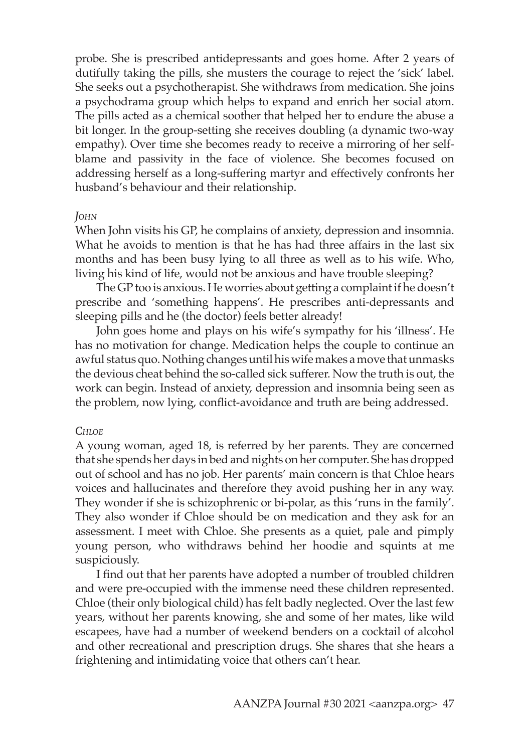probe. She is prescribed antidepressants and goes home. After 2 years of dutifully taking the pills, she musters the courage to reject the 'sick' label. She seeks out a psychotherapist. She withdraws from medication. She joins a psychodrama group which helps to expand and enrich her social atom. The pills acted as a chemical soother that helped her to endure the abuse a bit longer. In the group-setting she receives doubling (a dynamic two-way empathy). Over time she becomes ready to receive a mirroring of her self-blame and passivity in the face of violence. She becomes focused on addressing herself as a long-suffering martyr and effectively confronts her husband's behaviour and their relationship.

#### *John*

When John visits his GP, he complains of anxiety, depression and insomnia. What he avoids to mention is that he has had three affairs in the last six months and has been busy lying to all three as well as to his wife. Who, living his kind of life, would not be anxious and have trouble sleeping?

The GP too is anxious. He worries about getting a complaint if he doesn't prescribe and 'something happens'. He prescribes anti-depressants and sleeping pills and he (the doctor) feels better already!

John goes home and plays on his wife's sympathy for his 'illness'. He has no motivation for change. Medication helps the couple to continue an awful status quo. Nothing changes until his wife makes a move that unmasks the devious cheat behind the so-called sick sufferer. Now the truth is out, the work can begin. Instead of anxiety, depression and insomnia being seen as the problem, now lying, conflict-avoidance and truth are being addressed.

#### *Chloe*

A young woman, aged 18, is referred by her parents. They are concerned that she spends her days in bed and nights on her computer. She has dropped out of school and has no job. Her parents' main concern is that Chloe hears voices and hallucinates and therefore they avoid pushing her in any way. They wonder if she is schizophrenic or bi-polar, as this 'runs in the family'. They also wonder if Chloe should be on medication and they ask for an assessment. I meet with Chloe. She presents as a quiet, pale and pimply young person, who withdraws behind her hoodie and squints at me suspiciously.

I find out that her parents have adopted a number of troubled children and were pre-occupied with the immense need these children represented. Chloe (their only biological child) has felt badly neglected. Over the last few years, without her parents knowing, she and some of her mates, like wild escapees, have had a number of weekend benders on a cocktail of alcohol and other recreational and prescription drugs. She shares that she hears a frightening and intimidating voice that others can't hear.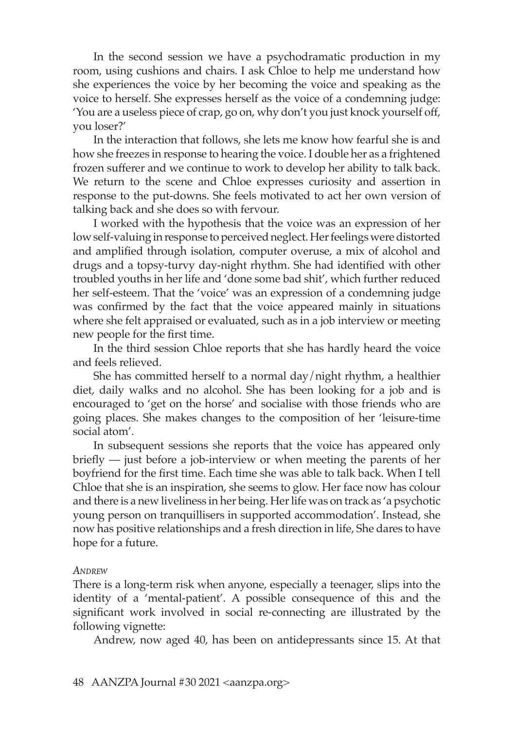In the second session we have a psychodramatic production in my room, using cushions and chairs. I ask Chloe to help me understand how she experiences the voice by her becoming the voice and speaking as the voice to herself. She expresses herself as the voice of a condemning judge: 'You are a useless piece of crap, go on, why don't you just knock yourself off, you loser?'

In the interaction that follows, she lets me know how fearful she is and how she freezes in response to hearing the voice. I double her as a frightened frozen sufferer and we continue to work to develop her ability to talk back. We return to the scene and Chloe expresses curiosity and assertion in response to the put-downs. She feels motivated to act her own version of talking back and she does so with fervour.

I worked with the hypothesis that the voice was an expression of her low self-valuing in response to perceived neglect. Her feelings were distorted and amplified through isolation, computer overuse, a mix of alcohol and drugs and a topsy-turvy day-night rhythm. She had identified with other troubled youths in her life and 'done some bad shit', which further reduced her self-esteem. That the 'voice' was an expression of a condemning judge was confirmed by the fact that the voice appeared mainly in situations where she felt appraised or evaluated, such as in a job interview or meeting new people for the first time.

In the third session Chloe reports that she has hardly heard the voice and feels relieved.

She has committed herself to a normal day/night rhythm, a healthier diet, daily walks and no alcohol. She has been looking for a job and is encouraged to 'get on the horse' and socialise with those friends who are going places. She makes changes to the composition of her 'leisure-time social atom'.

In subsequent sessions she reports that the voice has appeared only briefly — just before a job-interview or when meeting the parents of her boyfriend for the first time. Each time she was able to talk back. When I tell Chloe that she is an inspiration, she seems to glow. Her face now has colour and there is a new liveliness in her being. Her life was on track as 'a psychotic young person on tranquillisers in supported accommodation'. Instead, she now has positive relationships and a fresh direction in life, She dares to have hope for a future.

*Andrew*

There is a long-term risk when anyone, especially a teenager, slips into the identity of a 'mental-patient'. A possible consequence of this and the significant work involved in social re-connecting are illustrated by the following vignette:

Andrew, now aged 40, has been on antidepressants since 15. At that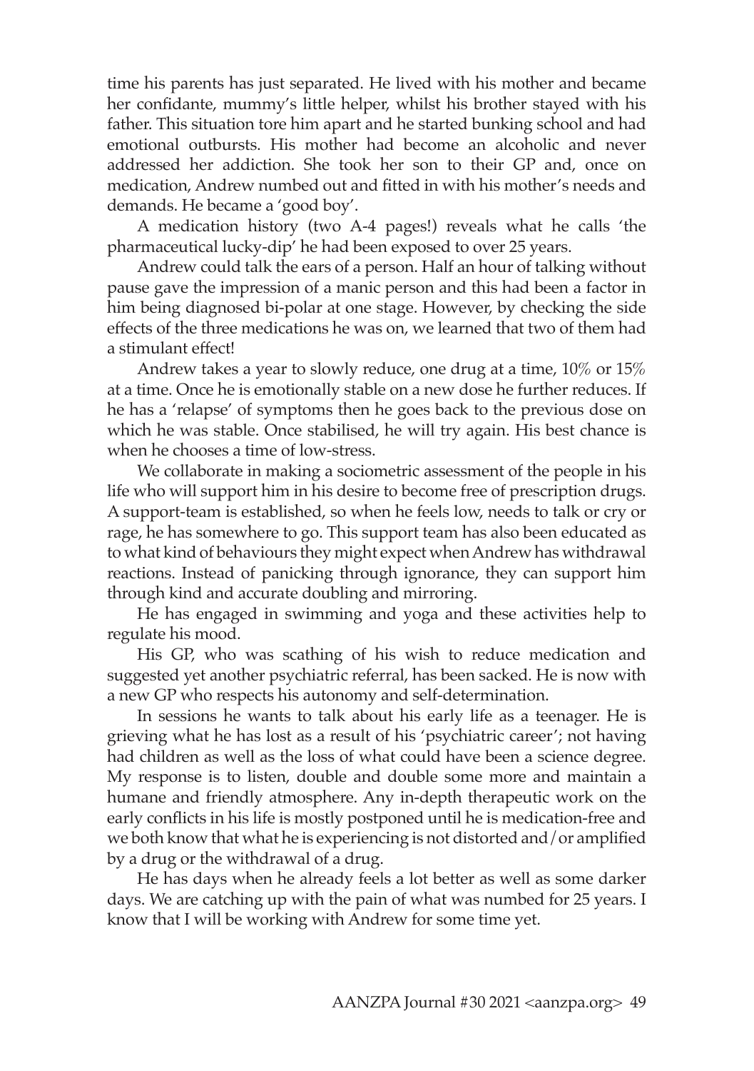time his parents has just separated. He lived with his mother and became her confidante, mummy's little helper, whilst his brother stayed with his father. This situation tore him apart and he started bunking school and had emotional outbursts. His mother had become an alcoholic and never addressed her addiction. She took her son to their GP and, once on medication, Andrew numbed out and fitted in with his mother's needs and demands. He became a 'good boy'.

A medication history (two A-4 pages!) reveals what he calls 'the pharmaceutical lucky-dip' he had been exposed to over 25 years.

Andrew could talk the ears of a person. Half an hour of talking without pause gave the impression of a manic person and this had been a factor in him being diagnosed bi-polar at one stage. However, by checking the side effects of the three medications he was on, we learned that two of them had a stimulant effect!

Andrew takes a year to slowly reduce, one drug at a time, 10% or 15% at a time. Once he is emotionally stable on a new dose he further reduces. If he has a 'relapse' of symptoms then he goes back to the previous dose on which he was stable. Once stabilised, he will try again. His best chance is when he chooses a time of low-stress.

We collaborate in making a sociometric assessment of the people in his life who will support him in his desire to become free of prescription drugs. A support-team is established, so when he feels low, needs to talk or cry or rage, he has somewhere to go. This support team has also been educated as to what kind of behaviours they might expect when Andrew has withdrawal reactions. Instead of panicking through ignorance, they can support him through kind and accurate doubling and mirroring.

He has engaged in swimming and yoga and these activities help to regulate his mood.

His GP, who was scathing of his wish to reduce medication and suggested yet another psychiatric referral, has been sacked. He is now with a new GP who respects his autonomy and self-determination.

In sessions he wants to talk about his early life as a teenager. He is grieving what he has lost as a result of his 'psychiatric career'; not having had children as well as the loss of what could have been a science degree. My response is to listen, double and double some more and maintain a humane and friendly atmosphere. Any in-depth therapeutic work on the early conflicts in his life is mostly postponed until he is medication-free and we both know that what he is experiencing is not distorted and/or amplified by a drug or the withdrawal of a drug.

He has days when he already feels a lot better as well as some darker days. We are catching up with the pain of what was numbed for 25 years. I know that I will be working with Andrew for some time yet.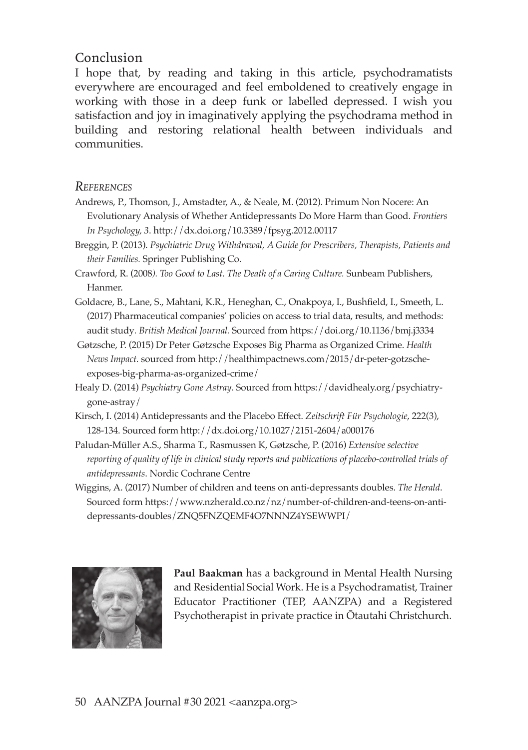## Conclusion

I hope that, by reading and taking in this article, psychodramatists everywhere are encouraged and feel emboldened to creatively engage in working with those in a deep funk or labelled depressed. I wish you satisfaction and joy in imaginatively applying the psychodrama method in building and restoring relational health between individuals and communities.

### *References*

Andrews, P., Thomson, J., Amstadter, A., & Neale, M. (2012). Primum Non Nocere: An Evolutionary Analysis of Whether Antidepressants Do More Harm than Good. *Frontiers In Psychology, 3*. http://dx.doi.org/10.3389/fpsyg.2012.00117

Breggin, P. (2013). *Psychiatric Drug Withdrawal, A Guide for Prescribers, Therapists, Patients and their Families.* Springer Publishing Co.

Crawford, R. (2008*). Too Good to Last. The Death of a Caring Culture.* Sunbeam Publishers, Hanmer.

Goldacre, B., Lane, S., Mahtani, K.R., Heneghan, C., Onakpoya, I., Bushfield, I., Smeeth, L. (2017) Pharmaceutical companies' policies on access to trial data, results, and methods: audit study. *British Medical Journal.* Sourced from https://doi.org/10.1136/bmj.j3334

Gøtzsche, P. (2015) Dr Peter Gøtzsche Exposes Big Pharma as Organized Crime. *Health News Impact.* sourced from http://healthimpactnews.com/2015/dr-peter-gotzsche-exposes-big-pharma-as-organized-crime/

Healy D. (2014) *Psychiatry Gone Astray*. Sourced from https://davidhealy.org/psychiatry-gone-astray/

Kirsch, I. (2014) Antidepressants and the Placebo Effect. *Zeitschrift Für Psychologie*, 222(3), 128-134. Sourced form http://dx.doi.org/10.1027/2151-2604/a000176

Paludan-Müller A.S., Sharma T., Rasmussen K, Gøtzsche, P. (2016) *Extensive selective reporting of quality of life in clinical study reports and publications of placebo-controlled trials of antidepressants*. Nordic Cochrane Centre

Wiggins, A. (2017) Number of children and teens on anti-depressants doubles. *The Herald*. Sourced form https://www.nzherald.co.nz/nz/number-of-children-and-teens-on-anti-depressants-doubles/ZNQ5FNZQEMF4O7NNNZ4YSEWWPI/

**Paul Baakman** has a background in Mental Health Nursing and Residential Social Work. He is a Psychodramatist, Trainer Educator Practitioner (TEP, AANZPA) and a Registered Psychotherapist in private practice in Ōtautahi Christchurch.